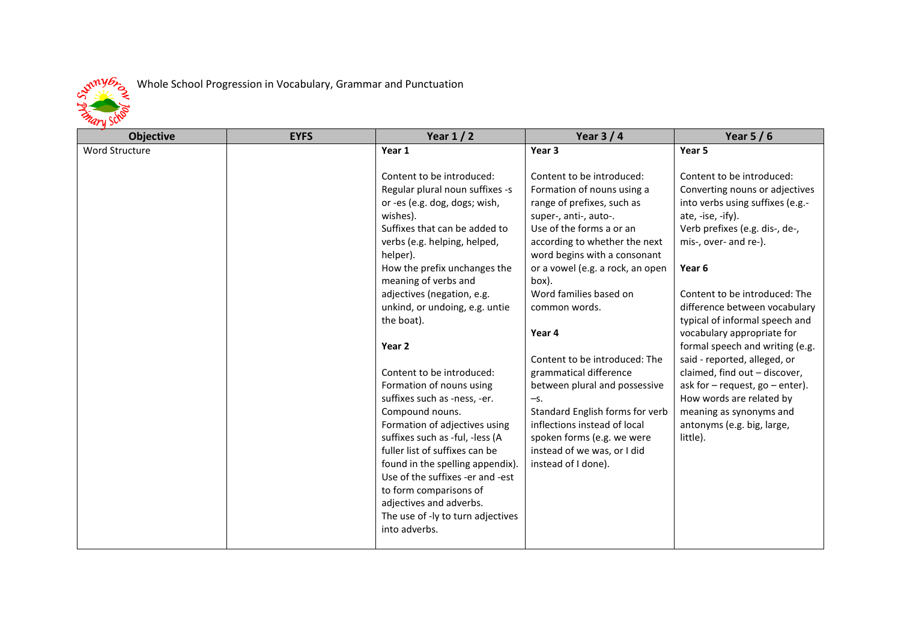# Whole School Progression in Vocabulary, Grammar and Punctuation

| Objective | EYFS | Year 1 / 2 | Year 3 / 4 | Year 5 / 6 |
|---|---|---|---|---|
| Word Structure | | **Year 1**<br><br>Content to be introduced:<br>Regular plural noun suffixes -s or -es (e.g. dog, dogs; wish, wishes).<br>Suffixes that can be added to verbs (e.g. helping, helped, helper).<br>How the prefix unchanges the meaning of verbs and adjectives (negation, e.g. unkind, or undoing, e.g. untie the boat).<br><br>**Year 2**<br><br>Content to be introduced:<br>Formation of nouns using suffixes such as -ness, -er.<br>Compound nouns.<br>Formation of adjectives using suffixes such as -ful, -less (A fuller list of suffixes can be found in the spelling appendix).<br>Use of the suffixes -er and -est to form comparisons of adjectives and adverbs.<br>The use of -ly to turn adjectives into adverbs. | **Year 3**<br><br>Content to be introduced:<br>Formation of nouns using a range of prefixes, such as super-, anti-, auto-.<br>Use of the forms a or an according to whether the next word begins with a consonant or a vowel (e.g. a rock, an open box).<br>Word families based on common words.<br><br>**Year 4**<br><br>Content to be introduced: The grammatical difference between plural and possessive –s.<br>Standard English forms for verb inflections instead of local spoken forms (e.g. we were instead of we was, or I did instead of I done). | **Year 5**<br><br>Content to be introduced:<br>Converting nouns or adjectives into verbs using suffixes (e.g.-ate, -ise, -ify).<br>Verb prefixes (e.g. dis-, de-, mis-, over- and re-).<br><br>**Year 6**<br><br>Content to be introduced: The difference between vocabulary typical of informal speech and vocabulary appropriate for formal speech and writing (e.g. said - reported, alleged, or claimed, find out – discover, ask for – request, go – enter).<br>How words are related by meaning as synonyms and antonyms (e.g. big, large, little). |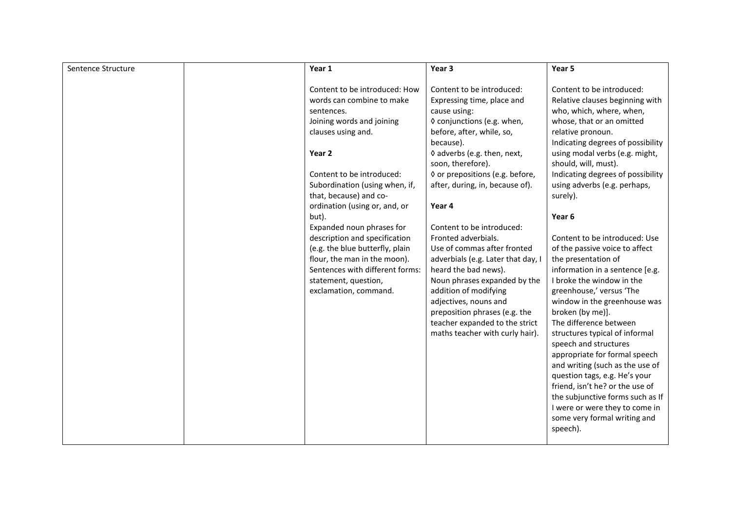| Sentence Structure | | **Year 1**<br><br>Content to be introduced: How words can combine to make sentences.<br>Joining words and joining clauses using and.<br><br>**Year 2**<br><br>Content to be introduced: Subordination (using when, if, that, because) and co-ordination (using or, and, or but).<br>Expanded noun phrases for description and specification (e.g. the blue butterfly, plain flour, the man in the moon).<br>Sentences with different forms: statement, question, exclamation, command. | **Year 3**<br><br>Content to be introduced: Expressing time, place and cause using:<br>◊ conjunctions (e.g. when, before, after, while, so, because).<br>◊ adverbs (e.g. then, next, soon, therefore).<br>◊ or prepositions (e.g. before, after, during, in, because of).<br><br>**Year 4**<br><br>Content to be introduced: Fronted adverbials.<br>Use of commas after fronted adverbials (e.g. Later that day, I heard the bad news).<br>Noun phrases expanded by the addition of modifying adjectives, nouns and preposition phrases (e.g. the teacher expanded to the strict maths teacher with curly hair). | **Year 5**<br><br>Content to be introduced: Relative clauses beginning with who, which, where, when, whose, that or an omitted relative pronoun.<br>Indicating degrees of possibility using modal verbs (e.g. might, should, will, must).<br>Indicating degrees of possibility using adverbs (e.g. perhaps, surely).<br><br>**Year 6**<br><br>Content to be introduced: Use of the passive voice to affect the presentation of information in a sentence [e.g. I broke the window in the greenhouse,' versus 'The window in the greenhouse was broken (by me)].<br>The difference between structures typical of informal speech and structures appropriate for formal speech and writing (such as the use of question tags, e.g. He's your friend, isn't he? or the use of the subjunctive forms such as If I were or were they to come in some very formal writing and speech). |
|---|---|---|---|---|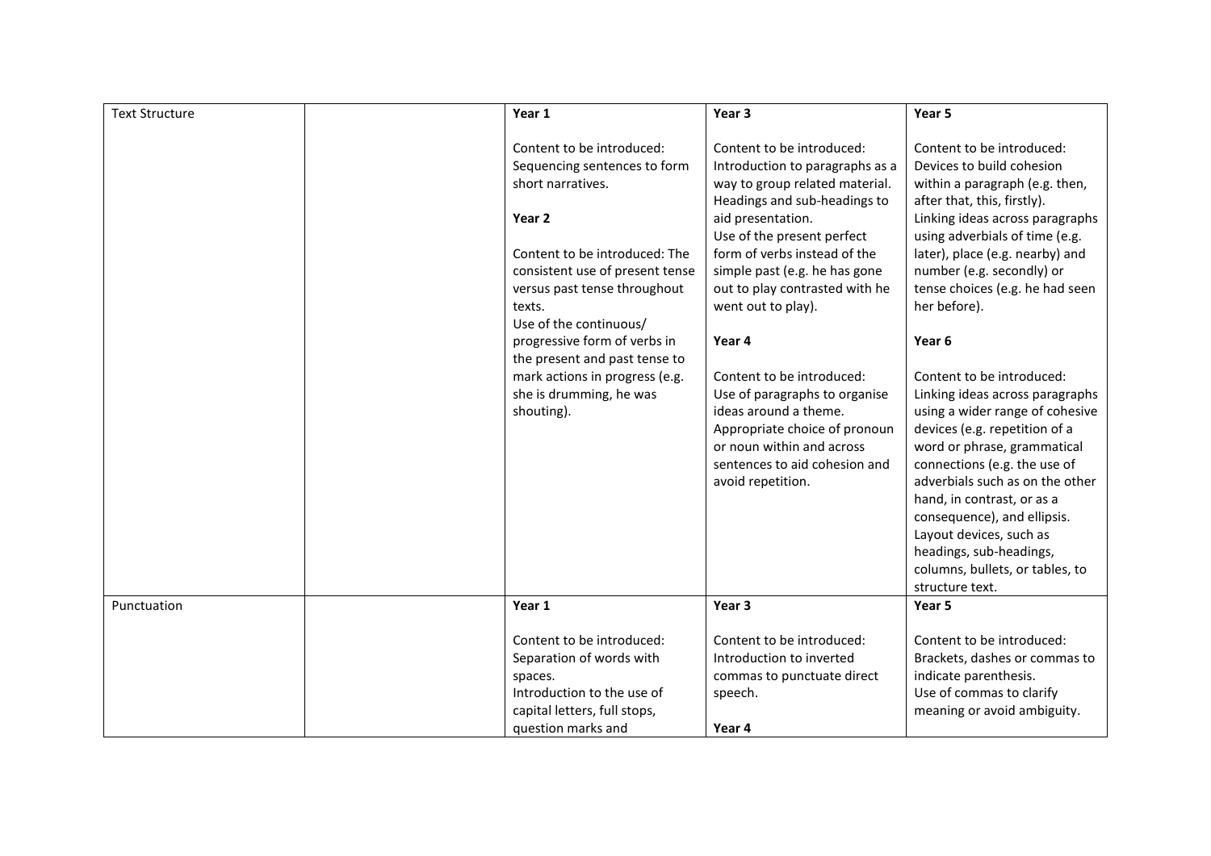| Text Structure | | **Year 1**<br><br>Content to be introduced: Sequencing sentences to form short narratives.<br><br>**Year 2**<br><br>Content to be introduced: The consistent use of present tense versus past tense throughout texts.<br>Use of the continuous/ progressive form of verbs in the present and past tense to mark actions in progress (e.g. she is drumming, he was shouting). | **Year 3**<br><br>Content to be introduced: Introduction to paragraphs as a way to group related material.<br>Headings and sub-headings to aid presentation.<br>Use of the present perfect form of verbs instead of the simple past (e.g. he has gone out to play contrasted with he went out to play).<br><br>**Year 4**<br><br>Content to be introduced: Use of paragraphs to organise ideas around a theme.<br>Appropriate choice of pronoun or noun within and across sentences to aid cohesion and avoid repetition. | **Year 5**<br><br>Content to be introduced: Devices to build cohesion within a paragraph (e.g. then, after that, this, firstly).<br>Linking ideas across paragraphs using adverbials of time (e.g. later), place (e.g. nearby) and number (e.g. secondly) or tense choices (e.g. he had seen her before).<br><br>**Year 6**<br><br>Content to be introduced: Linking ideas across paragraphs using a wider range of cohesive devices (e.g. repetition of a word or phrase, grammatical connections (e.g. the use of adverbials such as on the other hand, in contrast, or as a consequence), and ellipsis.<br>Layout devices, such as headings, sub-headings, columns, bullets, or tables, to structure text. |
|---|---|---|---|---|
| Punctuation | | **Year 1**<br><br>Content to be introduced: Separation of words with spaces.<br>Introduction to the use of capital letters, full stops, question marks and | **Year 3**<br><br>Content to be introduced: Introduction to inverted commas to punctuate direct speech.<br><br>**Year 4** | **Year 5**<br><br>Content to be introduced: Brackets, dashes or commas to indicate parenthesis.<br>Use of commas to clarify meaning or avoid ambiguity. |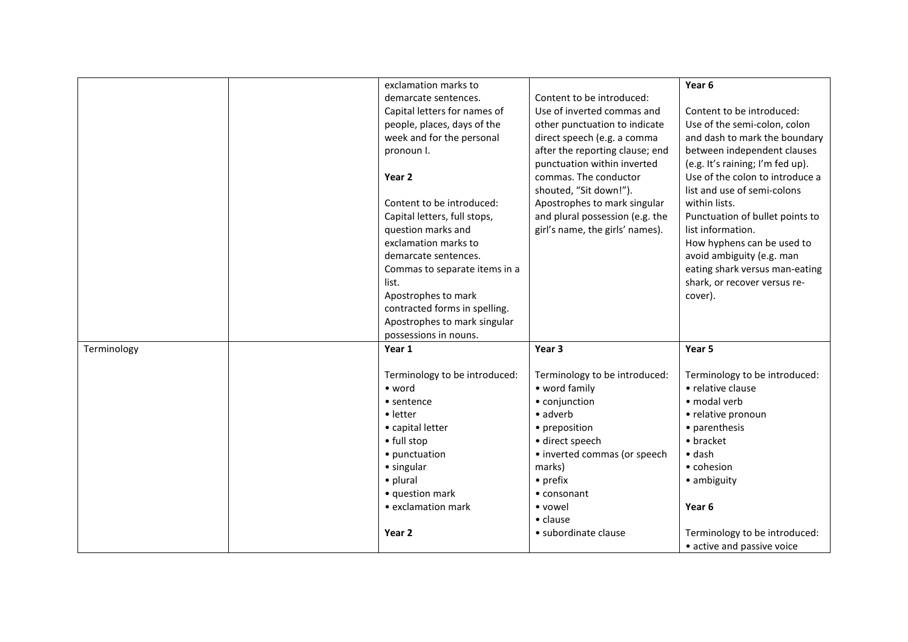| | | | | |
|---|---|---|---|---|
| | | exclamation marks to demarcate sentences.<br>Capital letters for names of people, places, days of the week and for the personal pronoun I.<br><br>**Year 2**<br><br>Content to be introduced:<br>Capital letters, full stops, question marks and exclamation marks to demarcate sentences.<br>Commas to separate items in a list.<br>Apostrophes to mark contracted forms in spelling.<br>Apostrophes to mark singular possessions in nouns. | Content to be introduced:<br>Use of inverted commas and other punctuation to indicate direct speech (e.g. a comma after the reporting clause; end punctuation within inverted commas. The conductor shouted, "Sit down!").<br>Apostrophes to mark singular and plural possession (e.g. the girl's name, the girls' names). | **Year 6**<br><br>Content to be introduced:<br>Use of the semi-colon, colon and dash to mark the boundary between independent clauses (e.g. It's raining; I'm fed up).<br>Use of the colon to introduce a list and use of semi-colons within lists.<br>Punctuation of bullet points to list information.<br>How hyphens can be used to avoid ambiguity (e.g. man eating shark versus man-eating shark, or recover versus re-cover). |
| Terminology | | **Year 1**<br><br>Terminology to be introduced:<br>• word<br>• sentence<br>• letter<br>• capital letter<br>• full stop<br>• punctuation<br>• singular<br>• plural<br>• question mark<br>• exclamation mark<br><br>**Year 2** | **Year 3**<br><br>Terminology to be introduced:<br>• word family<br>• conjunction<br>• adverb<br>• preposition<br>• direct speech<br>• inverted commas (or speech marks)<br>• prefix<br>• consonant<br>• vowel<br>• clause<br>• subordinate clause | **Year 5**<br><br>Terminology to be introduced:<br>• relative clause<br>• modal verb<br>• relative pronoun<br>• parenthesis<br>• bracket<br>• dash<br>• cohesion<br>• ambiguity<br><br>**Year 6**<br><br>Terminology to be introduced:<br>• active and passive voice |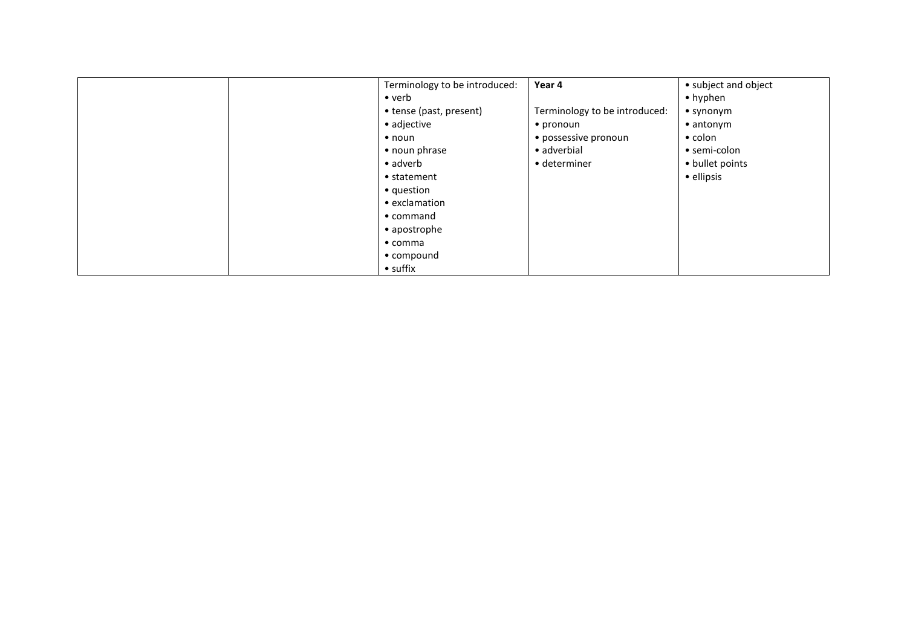| | | | | |
|---|---|---|---|---|
| | | Terminology to be introduced:<br>• verb<br>• tense (past, present)<br>• adjective<br>• noun<br>• noun phrase<br>• adverb<br>• statement<br>• question<br>• exclamation<br>• command<br>• apostrophe<br>• comma<br>• compound<br>• suffix | **Year 4**<br><br>Terminology to be introduced:<br>• pronoun<br>• possessive pronoun<br>• adverbial<br>• determiner | • subject and object<br>• hyphen<br>• synonym<br>• antonym<br>• colon<br>• semi-colon<br>• bullet points<br>• ellipsis |